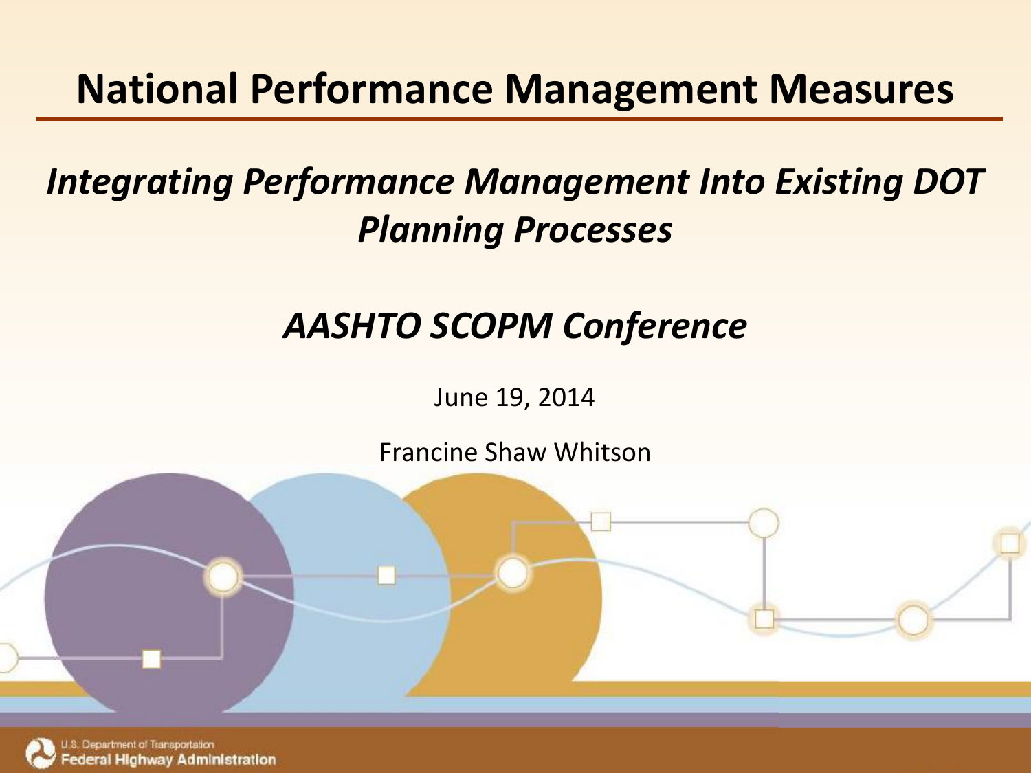# National Performance Management Measures

## *Integrating Performance Management Into Existing DOT Planning Processes*

## *AASHTO SCOPM Conference*

June 19, 2014

Francine Shaw Whitson

U.S. Department of Transportation
Federal Highway Administration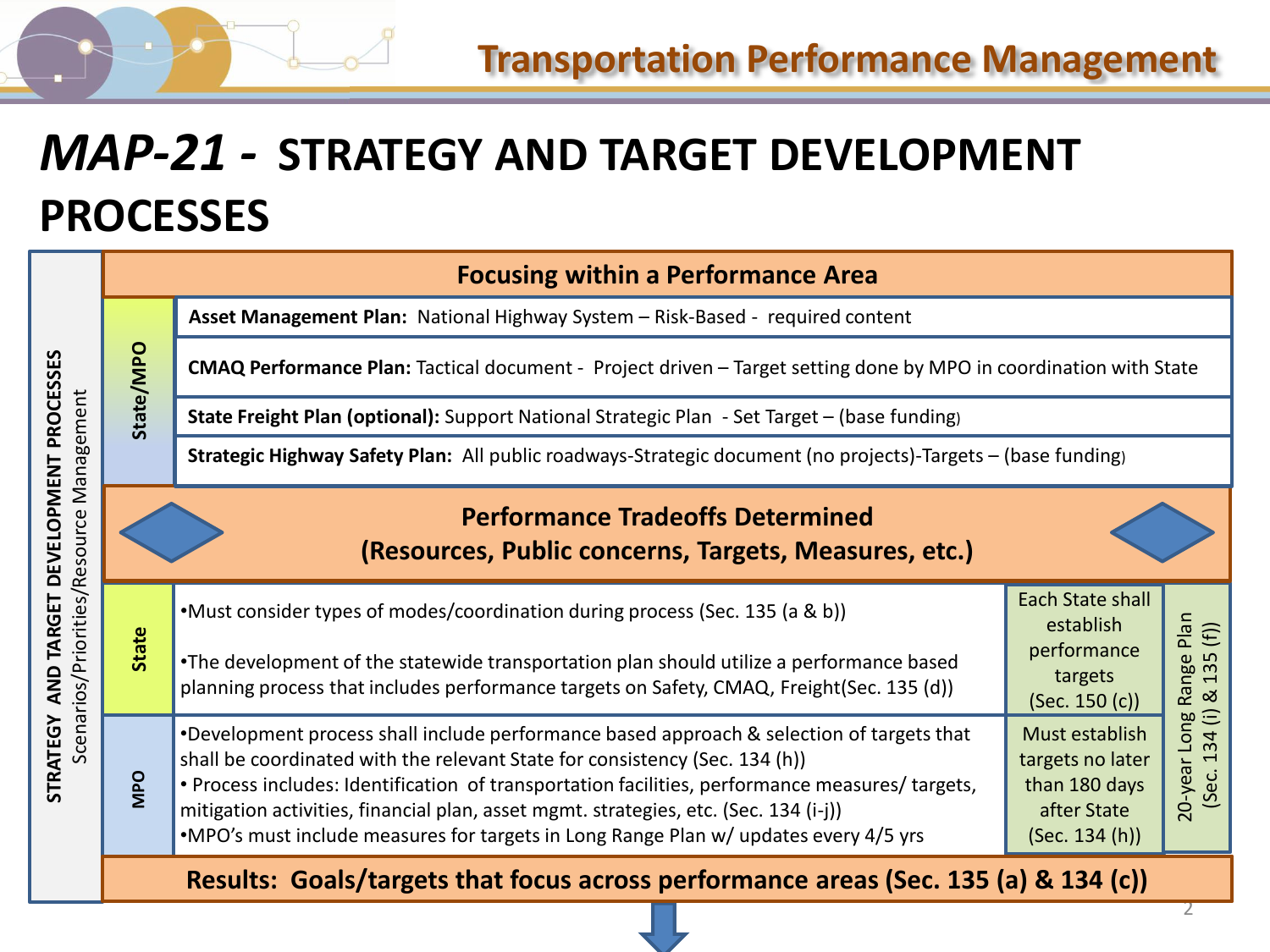# *MAP-21 -* STRATEGY AND TARGET DEVELOPMENT PROCESSES

**STRATEGY AND TARGET DEVELOPMENT PROCESSES**
Scenarios/Priorities/Resource Management

## Focusing within a Performance Area

**State/MPO**

- **Asset Management Plan:** National Highway System – Risk-Based - required content
- **CMAQ Performance Plan:** Tactical document - Project driven – Target setting done by MPO in coordination with State
- **State Freight Plan (optional):** Support National Strategic Plan - Set Target – (base funding)
- **Strategic Highway Safety Plan:** All public roadways-Strategic document (no projects)-Targets – (base funding)

## Performance Tradeoffs Determined
## (Resources, Public concerns, Targets, Measures, etc.)

| | | | |
|---|---|---|---|
| **State** | •Must consider types of modes/coordination during process (Sec. 135 (a & b))<br><br>•The development of the statewide transportation plan should utilize a performance based planning process that includes performance targets on Safety, CMAQ, Freight(Sec. 135 (d)) | Each State shall establish performance targets (Sec. 150 (c)) | 20-year Long Range Plan (Sec. 134 (i) & 135 (f)) |
| **MPO** | •Development process shall include performance based approach & selection of targets that shall be coordinated with the relevant State for consistency (Sec. 134 (h))<br>• Process includes: Identification of transportation facilities, performance measures/ targets, mitigation activities, financial plan, asset mgmt. strategies, etc. (Sec. 134 (i-j))<br>•MPO's must include measures for targets in Long Range Plan w/ updates every 4/5 yrs | Must establish targets no later than 180 days after State (Sec. 134 (h)) | |

**Results: Goals/targets that focus across performance areas (Sec. 135 (a) & 134 (c))**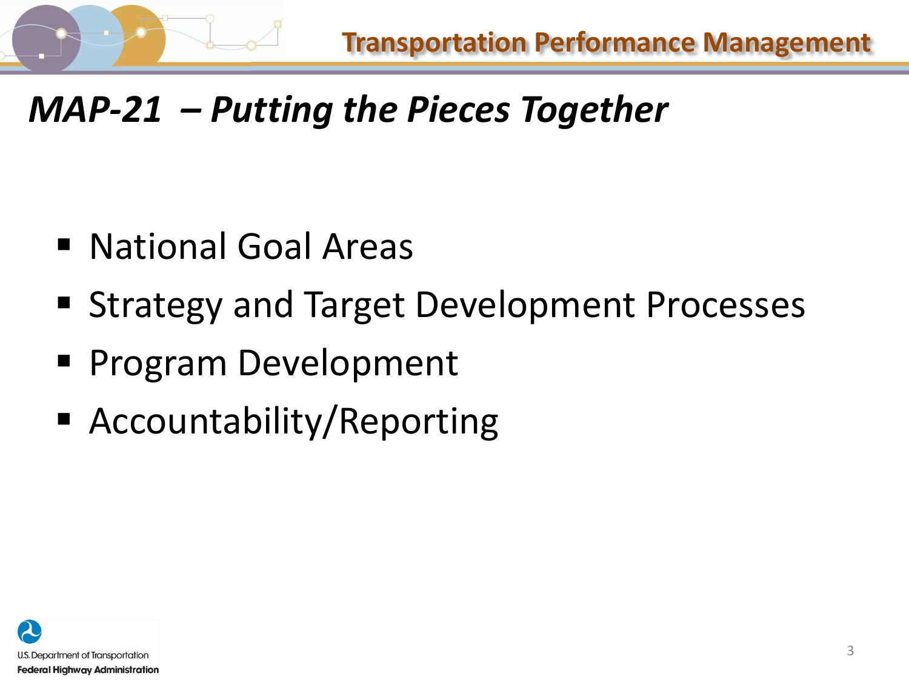## *MAP-21 – Putting the Pieces Together*

- National Goal Areas
- Strategy and Target Development Processes
- Program Development
- Accountability/Reporting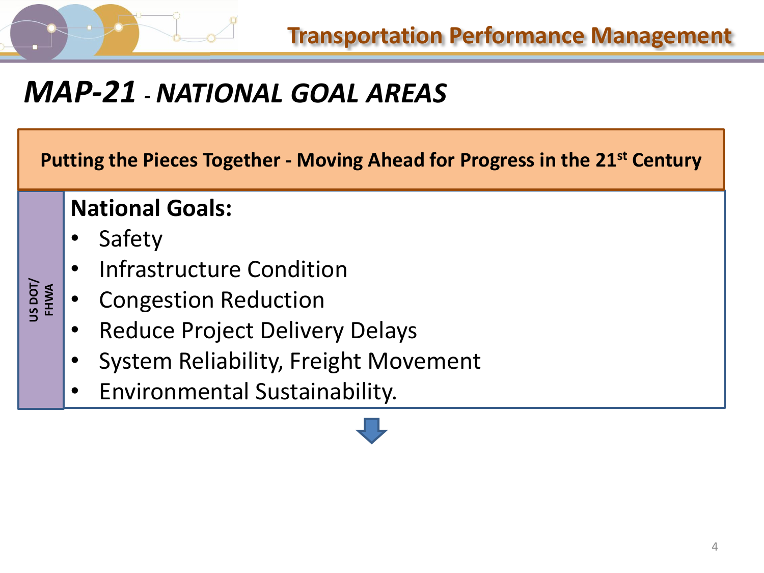# MAP-21 - NATIONAL GOAL AREAS

**Putting the Pieces Together - Moving Ahead for Progress in the 21st Century**

**US DOT/ FHWA**

**National Goals:**

- Safety
- Infrastructure Condition
- Congestion Reduction
- Reduce Project Delivery Delays
- System Reliability, Freight Movement
- Environmental Sustainability.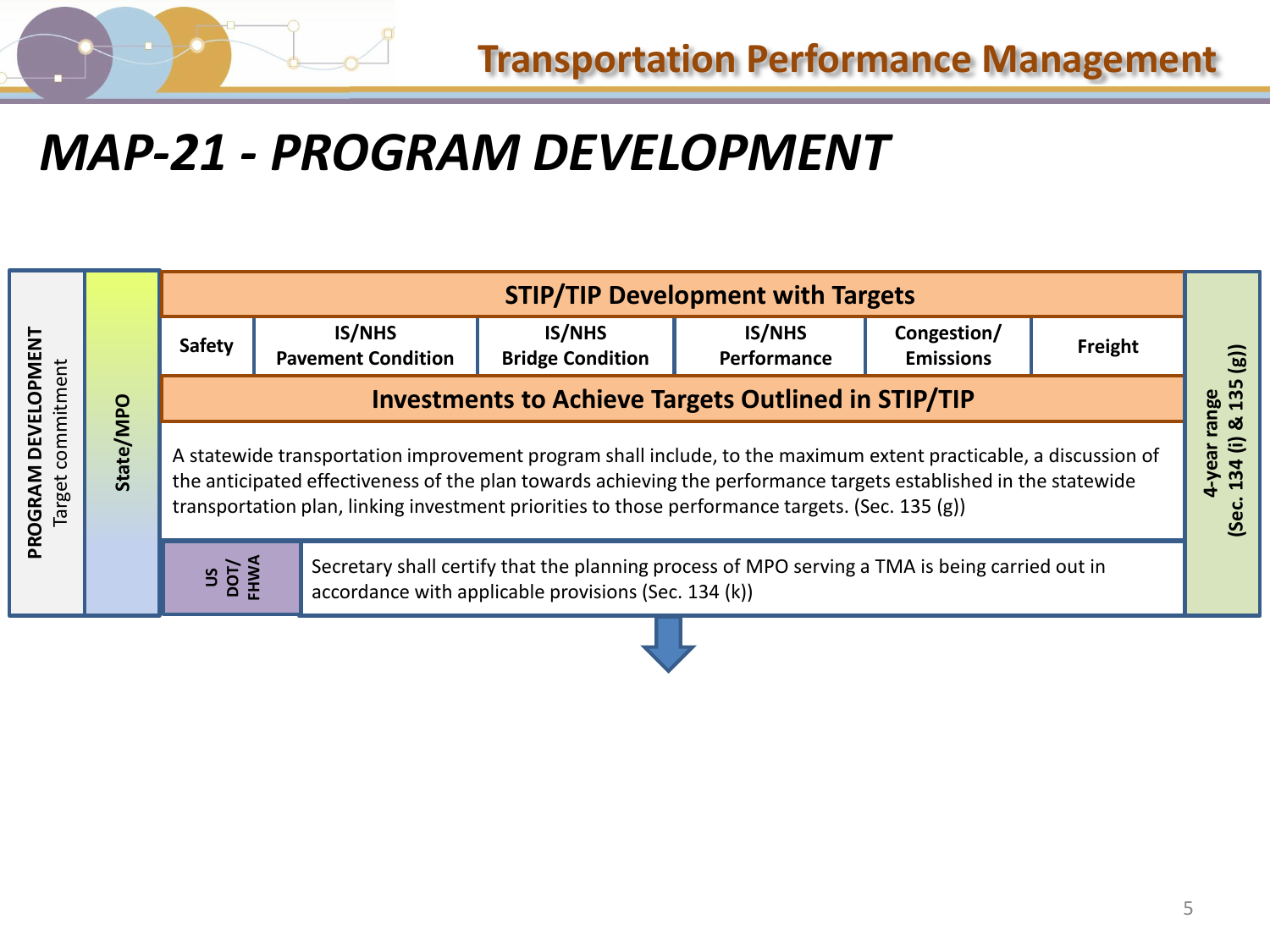# MAP-21 - PROGRAM DEVELOPMENT

**PROGRAM DEVELOPMENT** Target commitment

**State/MPO**

## STIP/TIP Development with Targets

| Safety | IS/NHS Pavement Condition | IS/NHS Bridge Condition | IS/NHS Performance | Congestion/ Emissions | Freight |
|---|---|---|---|---|---|

## Investments to Achieve Targets Outlined in STIP/TIP

A statewide transportation improvement program shall include, to the maximum extent practicable, a discussion of the anticipated effectiveness of the plan towards achieving the performance targets established in the statewide transportation plan, linking investment priorities to those performance targets. (Sec. 135 (g))

**US DOT/ FHWA**: Secretary shall certify that the planning process of MPO serving a TMA is being carried out in accordance with applicable provisions (Sec. 134 (k))

**4-year range (Sec. 134 (j) & 135 (g))**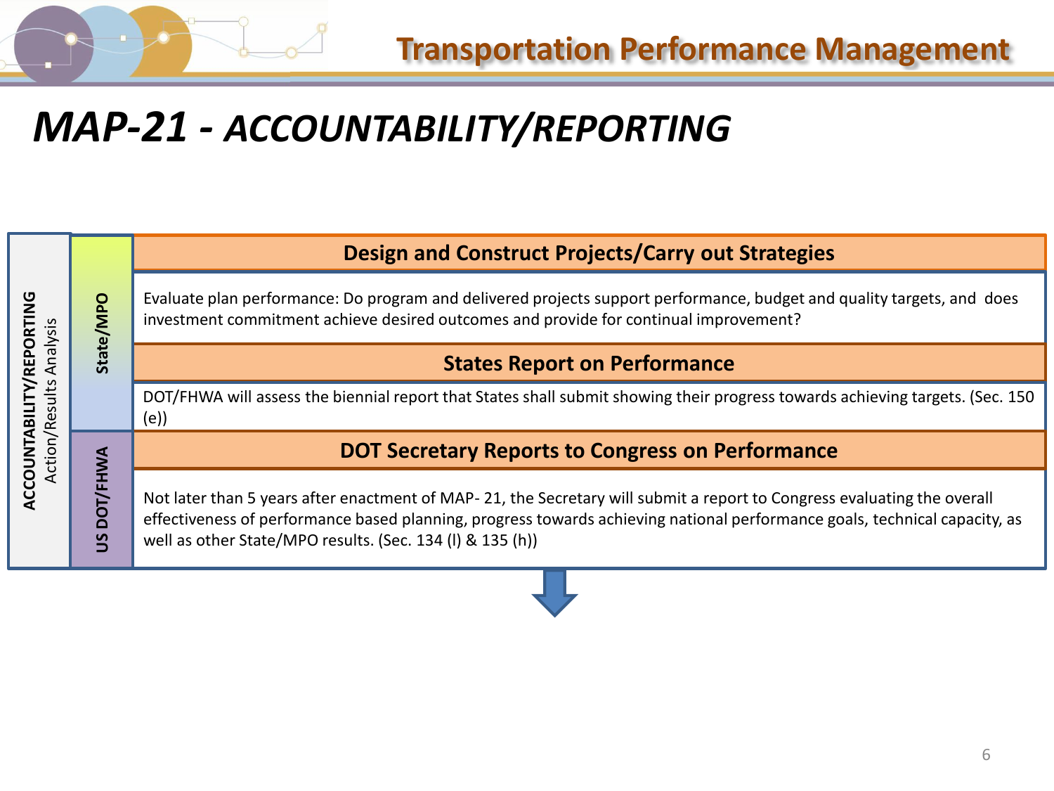# MAP-21 - ACCOUNTABILITY/REPORTING

**ACCOUNTABILITY/REPORTING**
Action/Results Analysis

**State/MPO**

### Design and Construct Projects/Carry out Strategies

Evaluate plan performance: Do program and delivered projects support performance, budget and quality targets, and does investment commitment achieve desired outcomes and provide for continual improvement?

### States Report on Performance

DOT/FHWA will assess the biennial report that States shall submit showing their progress towards achieving targets. (Sec. 150 (e))

**US DOT/FHWA**

### DOT Secretary Reports to Congress on Performance

Not later than 5 years after enactment of MAP- 21, the Secretary will submit a report to Congress evaluating the overall effectiveness of performance based planning, progress towards achieving national performance goals, technical capacity, as well as other State/MPO results. (Sec. 134 (l) & 135 (h))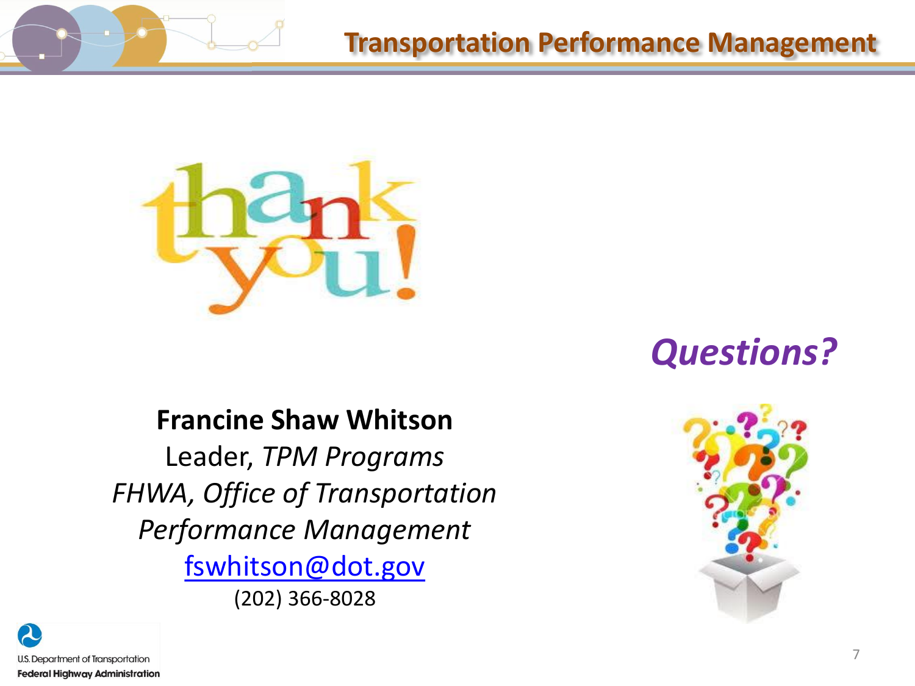thank you!

*Questions?*

**Francine Shaw Whitson**
Leader, *TPM Programs*
*FHWA, Office of Transportation Performance Management*
fswhitson@dot.gov
(202) 366-8028